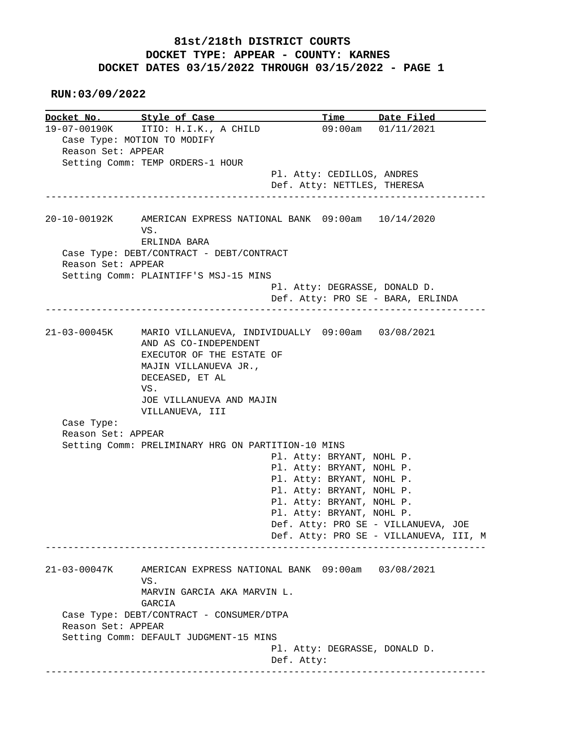# 81st/218th DISTRICT COURTS
## DOCKET TYPE: APPEAR - COUNTY: KARNES
## DOCKET DATES 03/15/2022 THROUGH 03/15/2022 - PAGE 1

**RUN:03/09/2022**

| Docket No. | Style of Case | Time | Date Filed |
|---|---|---|---|

---

**19-07-00190K** — ITIO: H.I.K., A CHILD — 09:00am — 01/11/2021

Case Type: MOTION TO MODIFY
Reason Set: APPEAR
Setting Comm: TEMP ORDERS-1 HOUR

Pl. Atty: CEDILLOS, ANDRES
Def. Atty: NETTLES, THERESA

---

**20-10-00192K** — AMERICAN EXPRESS NATIONAL BANK VS. ERLINDA BARA — 09:00am — 10/14/2020

Case Type: DEBT/CONTRACT - DEBT/CONTRACT
Reason Set: APPEAR
Setting Comm: PLAINTIFF'S MSJ-15 MINS

Pl. Atty: DEGRASSE, DONALD D.
Def. Atty: PRO SE - BARA, ERLINDA

---

**21-03-00045K** — MARIO VILLANUEVA, INDIVIDUALLY AND AS CO-INDEPENDENT EXECUTOR OF THE ESTATE OF MAJIN VILLANUEVA JR., DECEASED, ET AL VS. JOE VILLANUEVA AND MAJIN VILLANUEVA, III — 09:00am — 03/08/2021

Case Type:
Reason Set: APPEAR
Setting Comm: PRELIMINARY HRG ON PARTITION-10 MINS

Pl. Atty: BRYANT, NOHL P.
Pl. Atty: BRYANT, NOHL P.
Pl. Atty: BRYANT, NOHL P.
Pl. Atty: BRYANT, NOHL P.
Pl. Atty: BRYANT, NOHL P.
Pl. Atty: BRYANT, NOHL P.
Def. Atty: PRO SE - VILLANUEVA, JOE
Def. Atty: PRO SE - VILLANUEVA, III, M

---

**21-03-00047K** — AMERICAN EXPRESS NATIONAL BANK VS. MARVIN GARCIA AKA MARVIN L. GARCIA — 09:00am — 03/08/2021

Case Type: DEBT/CONTRACT - CONSUMER/DTPA
Reason Set: APPEAR
Setting Comm: DEFAULT JUDGMENT-15 MINS

Pl. Atty: DEGRASSE, DONALD D.
Def. Atty:

---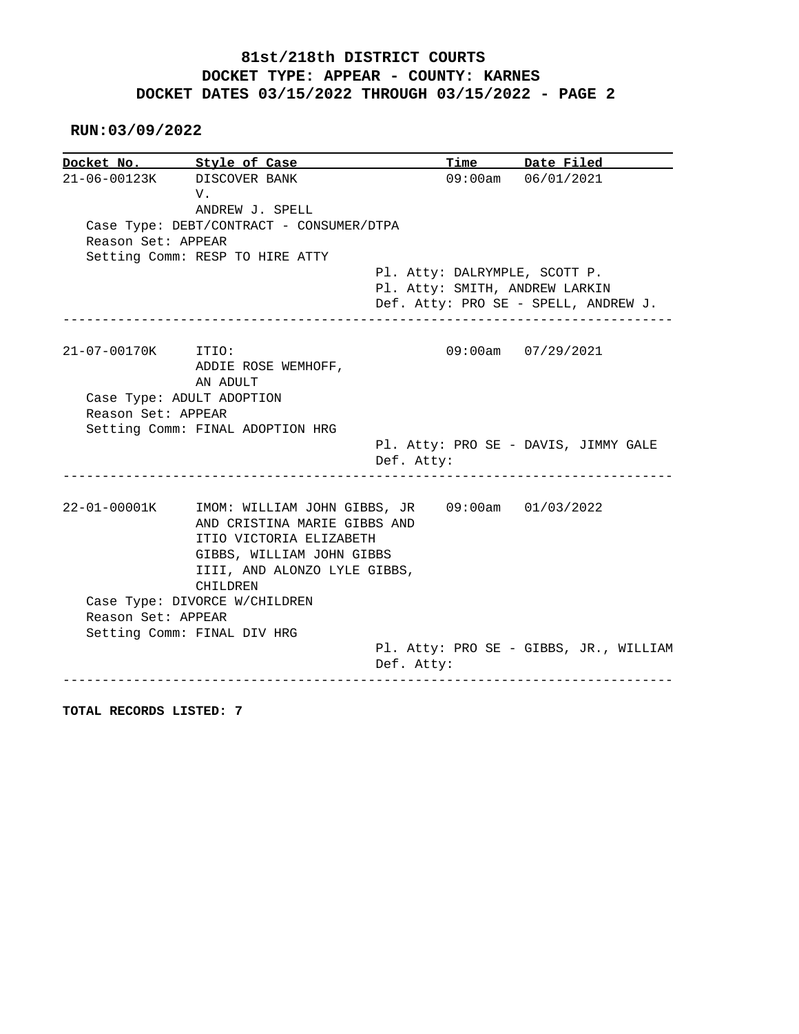# 81st/218th DISTRICT COURTS
## DOCKET TYPE: APPEAR - COUNTY: KARNES
## DOCKET DATES 03/15/2022 THROUGH 03/15/2022 - PAGE 2

**RUN:03/09/2022**

| Docket No. | Style of Case | Time | Date Filed |
|---|---|---|---|
| 21-06-00123K | DISCOVER BANK V. ANDREW J. SPELL | 09:00am | 06/01/2021 |

Case Type: DEBT/CONTRACT - CONSUMER/DTPA
Reason Set: APPEAR
Setting Comm: RESP TO HIRE ATTY

Pl. Atty: DALRYMPLE, SCOTT P.
Pl. Atty: SMITH, ANDREW LARKIN
Def. Atty: PRO SE - SPELL, ANDREW J.

---

| Docket No. | Style of Case | Time | Date Filed |
|---|---|---|---|
| 21-07-00170K | ITIO: ADDIE ROSE WEMHOFF, AN ADULT | 09:00am | 07/29/2021 |

Case Type: ADULT ADOPTION
Reason Set: APPEAR
Setting Comm: FINAL ADOPTION HRG

Pl. Atty: PRO SE - DAVIS, JIMMY GALE
Def. Atty:

---

| Docket No. | Style of Case | Time | Date Filed |
|---|---|---|---|
| 22-01-00001K | IMOM: WILLIAM JOHN GIBBS, JR AND CRISTINA MARIE GIBBS AND ITIO VICTORIA ELIZABETH GIBBS, WILLIAM JOHN GIBBS IIII, AND ALONZO LYLE GIBBS, CHILDREN | 09:00am | 01/03/2022 |

Case Type: DIVORCE W/CHILDREN
Reason Set: APPEAR
Setting Comm: FINAL DIV HRG

Pl. Atty: PRO SE - GIBBS, JR., WILLIAM
Def. Atty:

---

**TOTAL RECORDS LISTED: 7**